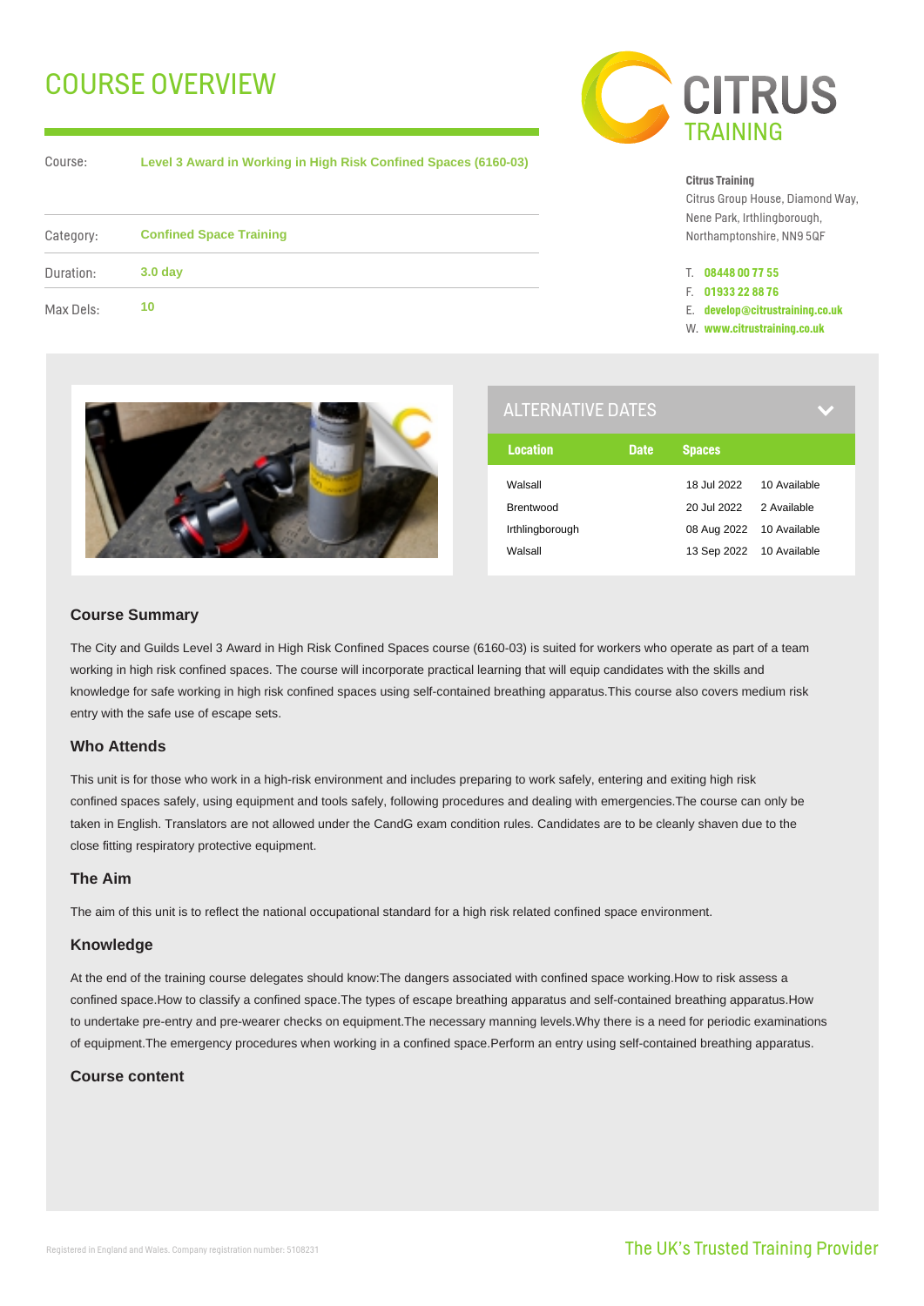# COURSE OVERVIEW

| | |
|---|---|
| Course: | **Level 3 Award in Working in High Risk Confined Spaces (6160-03)** |
| Category: | **Confined Space Training** |
| Duration: | **3.0 day** |
| Max Dels: | **10** |

**Citrus Training**
Citrus Group House, Diamond Way,
Nene Park, Irthlingborough,
Northamptonshire, NN9 5QF

T. **08448 00 77 55**
F. **01933 22 88 76**
E. **develop@citrustraining.co.uk**
W. **www.citrustraining.co.uk**

## ALTERNATIVE DATES

| Location | Date | Spaces |
|---|---|---|
| Walsall | 18 Jul 2022 | 10 Available |
| Brentwood | 20 Jul 2022 | 2 Available |
| Irthlingborough | 08 Aug 2022 | 10 Available |
| Walsall | 13 Sep 2022 | 10 Available |

### Course Summary

The City and Guilds Level 3 Award in High Risk Confined Spaces course (6160-03) is suited for workers who operate as part of a team working in high risk confined spaces. The course will incorporate practical learning that will equip candidates with the skills and knowledge for safe working in high risk confined spaces using self-contained breathing apparatus.This course also covers medium risk entry with the safe use of escape sets.

### Who Attends

This unit is for those who work in a high-risk environment and includes preparing to work safely, entering and exiting high risk confined spaces safely, using equipment and tools safely, following procedures and dealing with emergencies.The course can only be taken in English. Translators are not allowed under the CandG exam condition rules. Candidates are to be cleanly shaven due to the close fitting respiratory protective equipment.

### The Aim

The aim of this unit is to reflect the national occupational standard for a high risk related confined space environment.

### Knowledge

At the end of the training course delegates should know:The dangers associated with confined space working.How to risk assess a confined space.How to classify a confined space.The types of escape breathing apparatus and self-contained breathing apparatus.How to undertake pre-entry and pre-wearer checks on equipment.The necessary manning levels.Why there is a need for periodic examinations of equipment.The emergency procedures when working in a confined space.Perform an entry using self-contained breathing apparatus.

### Course content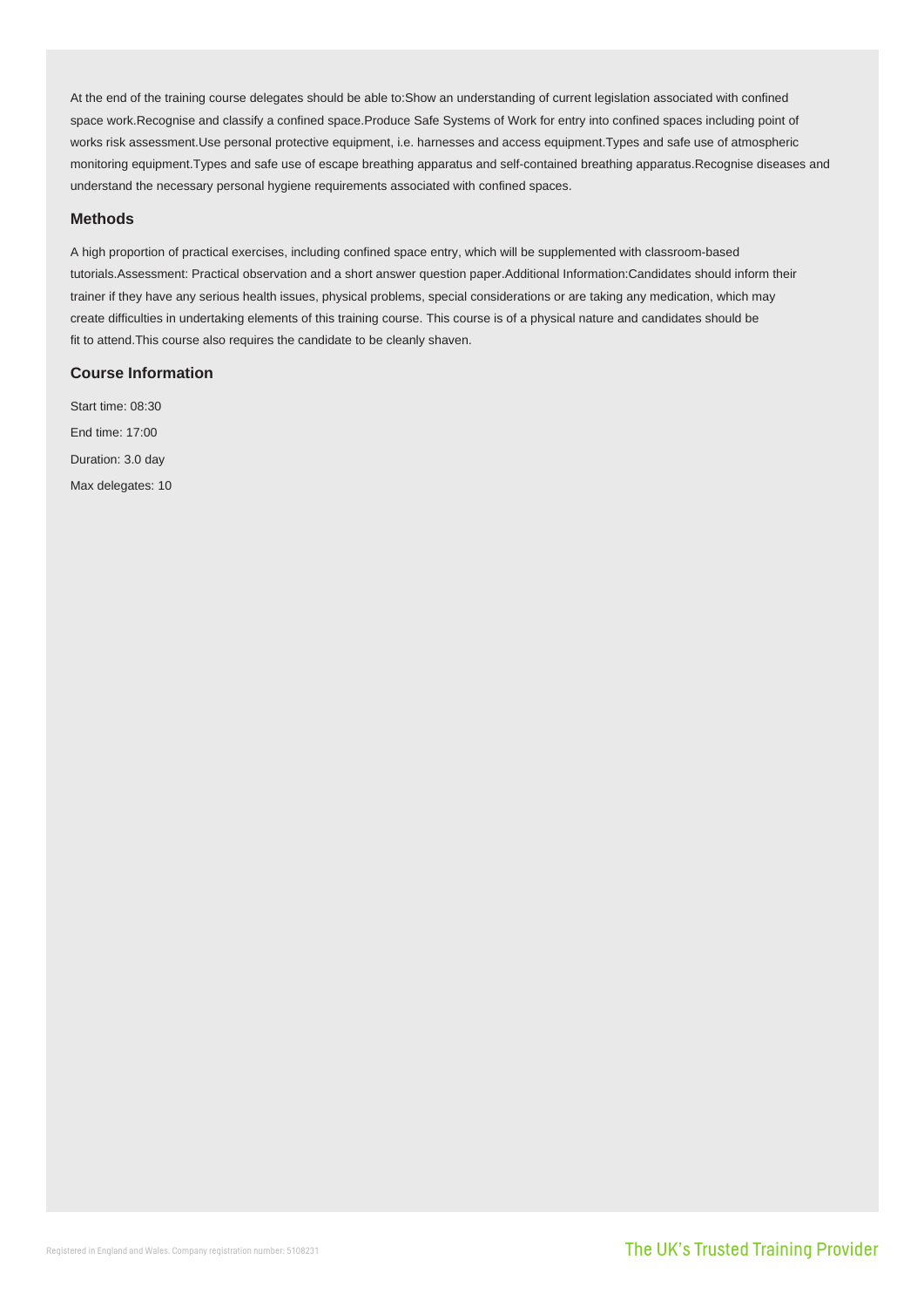At the end of the training course delegates should be able to:Show an understanding of current legislation associated with confined space work.Recognise and classify a confined space.Produce Safe Systems of Work for entry into confined spaces including point of works risk assessment.Use personal protective equipment, i.e. harnesses and access equipment.Types and safe use of atmospheric monitoring equipment.Types and safe use of escape breathing apparatus and self-contained breathing apparatus.Recognise diseases and understand the necessary personal hygiene requirements associated with confined spaces.

### Methods

A high proportion of practical exercises, including confined space entry, which will be supplemented with classroom-based tutorials.Assessment: Practical observation and a short answer question paper.Additional Information:Candidates should inform their trainer if they have any serious health issues, physical problems, special considerations or are taking any medication, which may create difficulties in undertaking elements of this training course. This course is of a physical nature and candidates should be fit to attend.This course also requires the candidate to be cleanly shaven.

### Course Information

Start time: 08:30

End time: 17:00

Duration: 3.0 day

Max delegates: 10